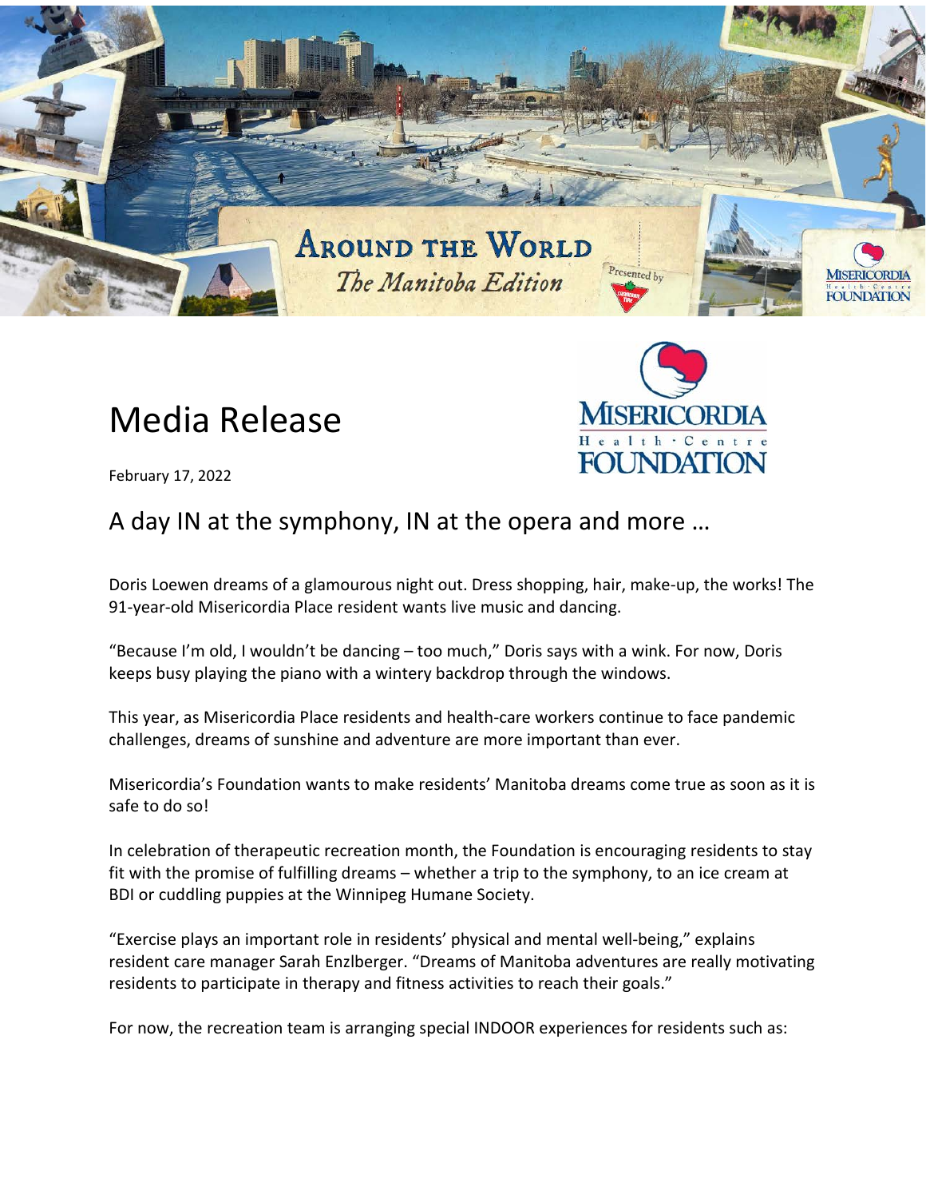# Media Release

February 17, 2022

## A day IN at the symphony, IN at the opera and more …

Doris Loewen dreams of a glamourous night out. Dress shopping, hair, make-up, the works! The 91-year-old Misericordia Place resident wants live music and dancing.

"Because I'm old, I wouldn't be dancing – too much," Doris says with a wink. For now, Doris keeps busy playing the piano with a wintery backdrop through the windows.

This year, as Misericordia Place residents and health-care workers continue to face pandemic challenges, dreams of sunshine and adventure are more important than ever.

Misericordia's Foundation wants to make residents' Manitoba dreams come true as soon as it is safe to do so!

In celebration of therapeutic recreation month, the Foundation is encouraging residents to stay fit with the promise of fulfilling dreams – whether a trip to the symphony, to an ice cream at BDI or cuddling puppies at the Winnipeg Humane Society.

"Exercise plays an important role in residents' physical and mental well-being," explains resident care manager Sarah Enzlberger. "Dreams of Manitoba adventures are really motivating residents to participate in therapy and fitness activities to reach their goals."

For now, the recreation team is arranging special INDOOR experiences for residents such as: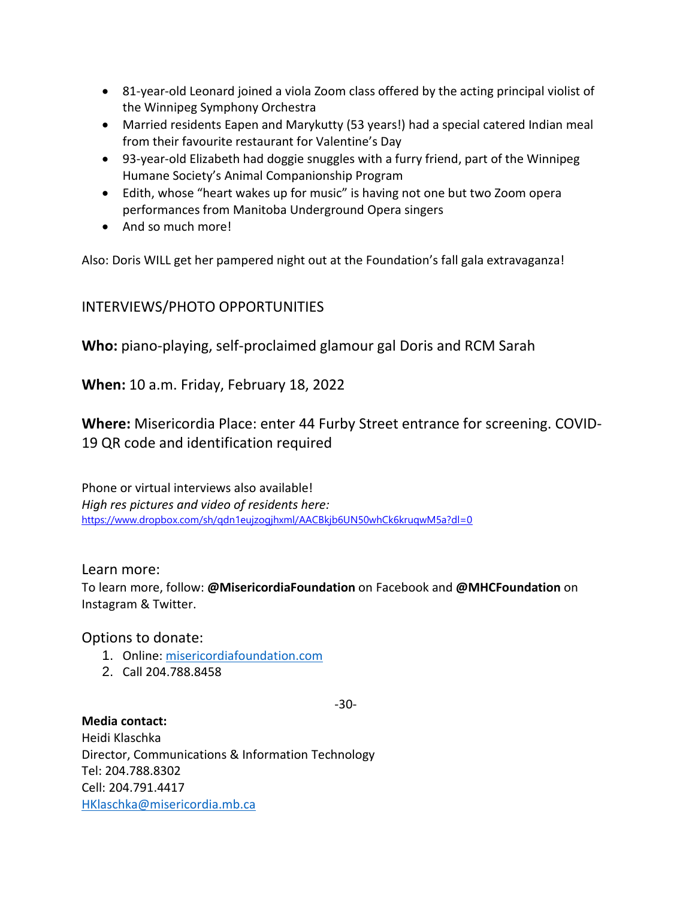- 81-year-old Leonard joined a viola Zoom class offered by the acting principal violist of the Winnipeg Symphony Orchestra
- Married residents Eapen and Marykutty (53 years!) had a special catered Indian meal from their favourite restaurant for Valentine's Day
- 93-year-old Elizabeth had doggie snuggles with a furry friend, part of the Winnipeg Humane Society's Animal Companionship Program
- Edith, whose "heart wakes up for music" is having not one but two Zoom opera performances from Manitoba Underground Opera singers
- And so much more!

Also: Doris WILL get her pampered night out at the Foundation's fall gala extravaganza!

## INTERVIEWS/PHOTO OPPORTUNITIES

**Who:** piano-playing, self-proclaimed glamour gal Doris and RCM Sarah

**When:** 10 a.m. Friday, February 18, 2022

**Where:** Misericordia Place: enter 44 Furby Street entrance for screening. COVID-19 QR code and identification required

Phone or virtual interviews also available!
*High res pictures and video of residents here:*
https://www.dropbox.com/sh/qdn1eujzogjhxml/AACBkjb6UN50whCk6kruqwM5a?dl=0

## Learn more:

To learn more, follow: **@MisericordiaFoundation** on Facebook and **@MHCFoundation** on Instagram & Twitter.

## Options to donate:

1. Online: misericordiafoundation.com
2. Call 204.788.8458

-30-

**Media contact:**
Heidi Klaschka
Director, Communications & Information Technology
Tel: 204.788.8302
Cell: 204.791.4417
HKlaschka@misericordia.mb.ca